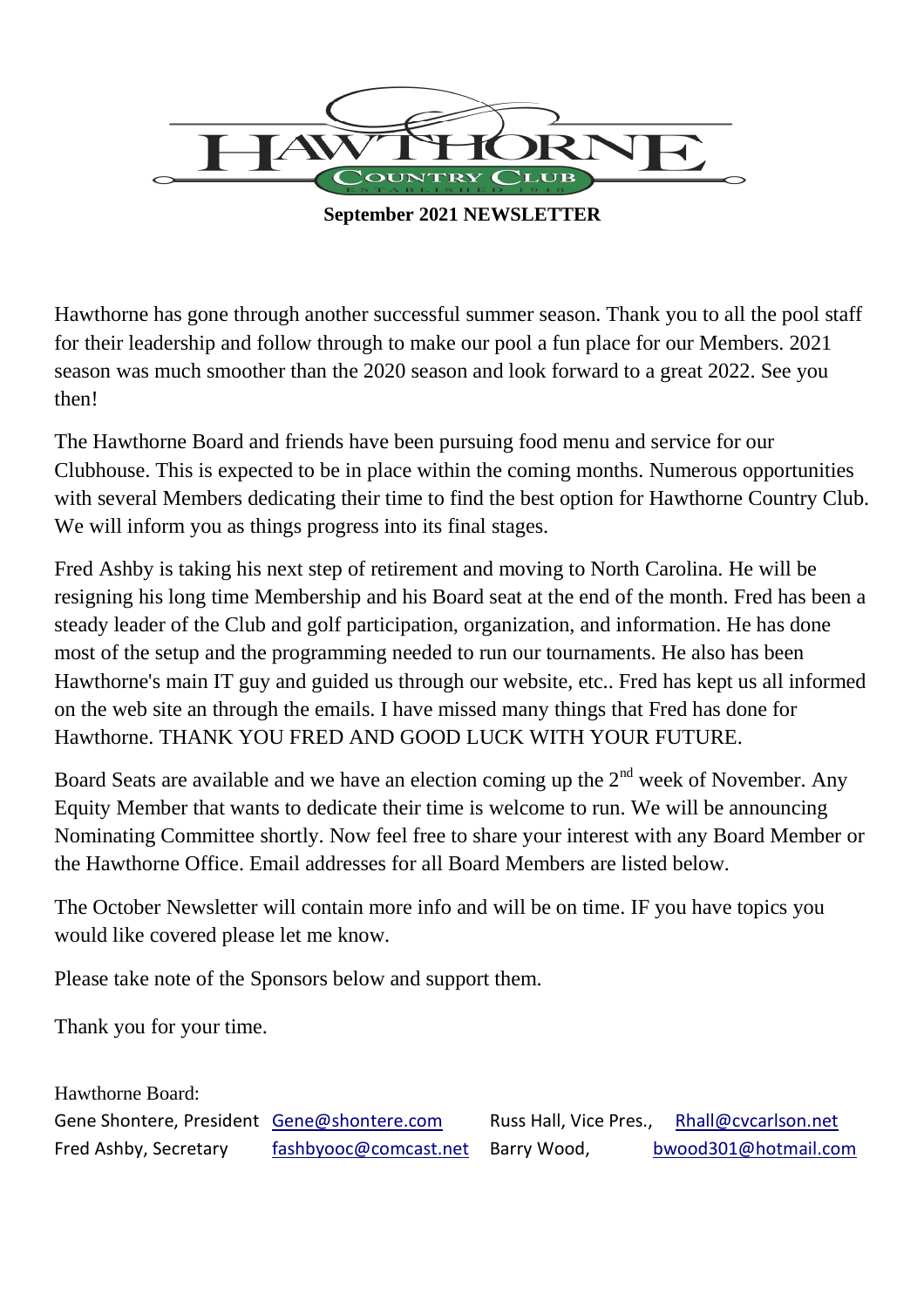# HAWTHORNE

COUNTRY CLUB

ESTABLISHED 1948

**September 2021 NEWSLETTER**

Hawthorne has gone through another successful summer season. Thank you to all the pool staff for their leadership and follow through to make our pool a fun place for our Members. 2021 season was much smoother than the 2020 season and look forward to a great 2022. See you then!

The Hawthorne Board and friends have been pursuing food menu and service for our Clubhouse. This is expected to be in place within the coming months. Numerous opportunities with several Members dedicating their time to find the best option for Hawthorne Country Club. We will inform you as things progress into its final stages.

Fred Ashby is taking his next step of retirement and moving to North Carolina. He will be resigning his long time Membership and his Board seat at the end of the month. Fred has been a steady leader of the Club and golf participation, organization, and information. He has done most of the setup and the programming needed to run our tournaments. He also has been Hawthorne's main IT guy and guided us through our website, etc.. Fred has kept us all informed on the web site an through the emails. I have missed many things that Fred has done for Hawthorne. THANK YOU FRED AND GOOD LUCK WITH YOUR FUTURE.

Board Seats are available and we have an election coming up the 2nd week of November. Any Equity Member that wants to dedicate their time is welcome to run. We will be announcing Nominating Committee shortly. Now feel free to share your interest with any Board Member or the Hawthorne Office. Email addresses for all Board Members are listed below.

The October Newsletter will contain more info and will be on time. IF you have topics you would like covered please let me know.

Please take note of the Sponsors below and support them.

Thank you for your time.

Hawthorne Board:

| | | | |
|---|---|---|---|
| Gene Shontere, President | Gene@shontere.com | Russ Hall, Vice Pres., | Rhall@cvcarlson.net |
| Fred Ashby, Secretary | fashbyooc@comcast.net | Barry Wood, | bwood301@hotmail.com |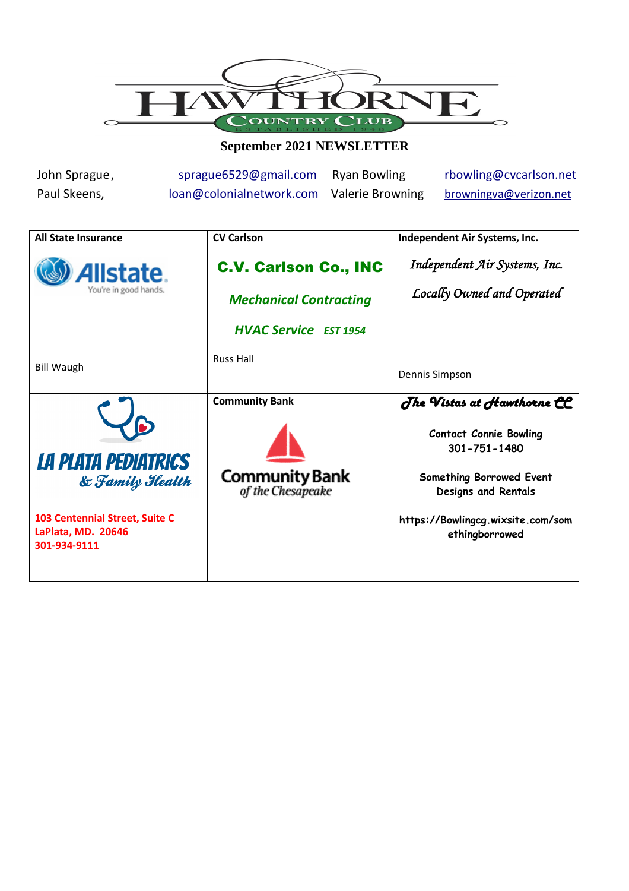# HAWTHORNE COUNTRY CLUB

ESTABLISHED 1948

## September 2021 NEWSLETTER

| | | | |
|---|---|---|---|
| John Sprague, | sprague6529@gmail.com | Ryan Bowling | rbowling@cvcarlson.net |
| Paul Skeens, | loan@colonialnetwork.com | Valerie Browning | browningva@verizon.net |

| | | |
|---|---|---|
| **All State Insurance**<br><br>Allstate. You're in good hands.<br><br>Bill Waugh | **CV Carlson**<br><br>**C.V. Carlson Co., INC**<br><br>***Mechanical Contracting***<br><br>***HVAC Service*** ***EST 1954***<br><br>Russ Hall | **Independent Air Systems, Inc.**<br><br>*Independent Air Systems, Inc.*<br><br>*Locally Owned and Operated*<br><br>Dennis Simpson |
| LA PLATA PEDIATRICS & Family Health<br><br>**103 Centennial Street, Suite C**<br>**LaPlata, MD. 20646**<br>**301-934-9111** | **Community Bank**<br><br>Community Bank of the Chesapeake | ***The Vistas at Hawthorne CC***<br><br>Contact Connie Bowling<br>301-751-1480<br><br>Something Borrowed Event Designs and Rentals<br><br>https://Bowlingcg.wixsite.com/somethingborrowed |